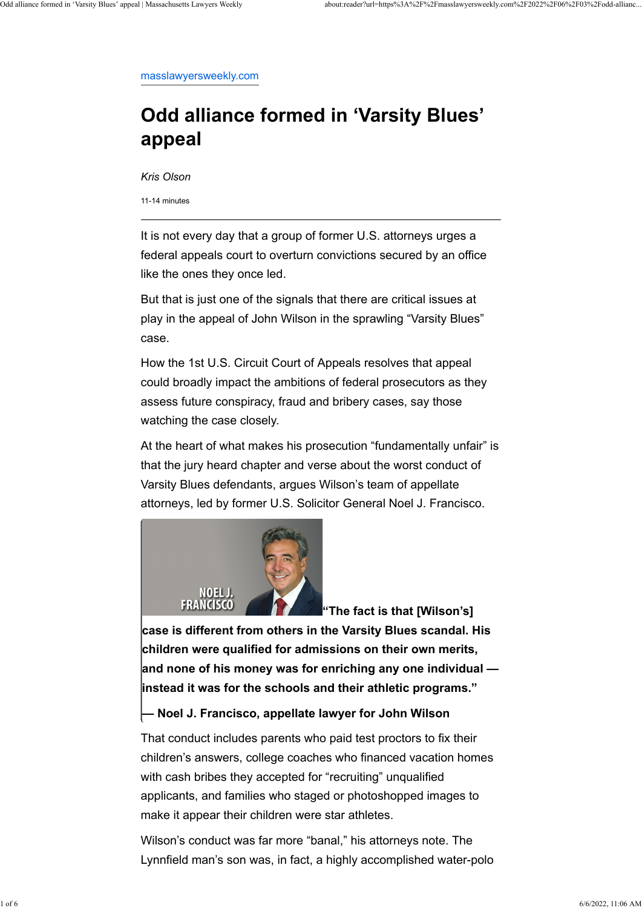masslawyersweekly.com

# Odd alliance formed in 'Varsity Blues' appeal

*Kris Olson*

11-14 minutes

---

It is not every day that a group of former U.S. attorneys urges a federal appeals court to overturn convictions secured by an office like the ones they once led.

But that is just one of the signals that there are critical issues at play in the appeal of John Wilson in the sprawling "Varsity Blues" case.

How the 1st U.S. Circuit Court of Appeals resolves that appeal could broadly impact the ambitions of federal prosecutors as they assess future conspiracy, fraud and bribery cases, say those watching the case closely.

At the heart of what makes his prosecution "fundamentally unfair" is that the jury heard chapter and verse about the worst conduct of Varsity Blues defendants, argues Wilson's team of appellate attorneys, led by former U.S. Solicitor General Noel J. Francisco.

> **"The fact is that [Wilson's] case is different from others in the Varsity Blues scandal. His children were qualified for admissions on their own merits, and none of his money was for enriching any one individual — instead it was for the schools and their athletic programs."**
>
> **— Noel J. Francisco, appellate lawyer for John Wilson**

That conduct includes parents who paid test proctors to fix their children's answers, college coaches who financed vacation homes with cash bribes they accepted for "recruiting" unqualified applicants, and families who staged or photoshopped images to make it appear their children were star athletes.

Wilson's conduct was far more "banal," his attorneys note. The Lynnfield man's son was, in fact, a highly accomplished water-polo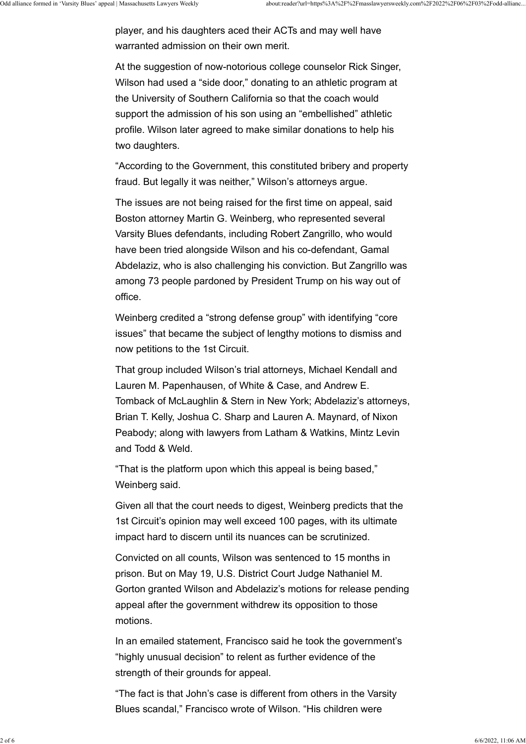player, and his daughters aced their ACTs and may well have warranted admission on their own merit.

At the suggestion of now-notorious college counselor Rick Singer, Wilson had used a "side door," donating to an athletic program at the University of Southern California so that the coach would support the admission of his son using an "embellished" athletic profile. Wilson later agreed to make similar donations to help his two daughters.

"According to the Government, this constituted bribery and property fraud. But legally it was neither," Wilson's attorneys argue.

The issues are not being raised for the first time on appeal, said Boston attorney Martin G. Weinberg, who represented several Varsity Blues defendants, including Robert Zangrillo, who would have been tried alongside Wilson and his co-defendant, Gamal Abdelaziz, who is also challenging his conviction. But Zangrillo was among 73 people pardoned by President Trump on his way out of office.

Weinberg credited a "strong defense group" with identifying "core issues" that became the subject of lengthy motions to dismiss and now petitions to the 1st Circuit.

That group included Wilson's trial attorneys, Michael Kendall and Lauren M. Papenhausen, of White & Case, and Andrew E. Tomback of McLaughlin & Stern in New York; Abdelaziz's attorneys, Brian T. Kelly, Joshua C. Sharp and Lauren A. Maynard, of Nixon Peabody; along with lawyers from Latham & Watkins, Mintz Levin and Todd & Weld.

"That is the platform upon which this appeal is being based," Weinberg said.

Given all that the court needs to digest, Weinberg predicts that the 1st Circuit's opinion may well exceed 100 pages, with its ultimate impact hard to discern until its nuances can be scrutinized.

Convicted on all counts, Wilson was sentenced to 15 months in prison. But on May 19, U.S. District Court Judge Nathaniel M. Gorton granted Wilson and Abdelaziz's motions for release pending appeal after the government withdrew its opposition to those motions.

In an emailed statement, Francisco said he took the government's "highly unusual decision" to relent as further evidence of the strength of their grounds for appeal.

"The fact is that John's case is different from others in the Varsity Blues scandal," Francisco wrote of Wilson. "His children were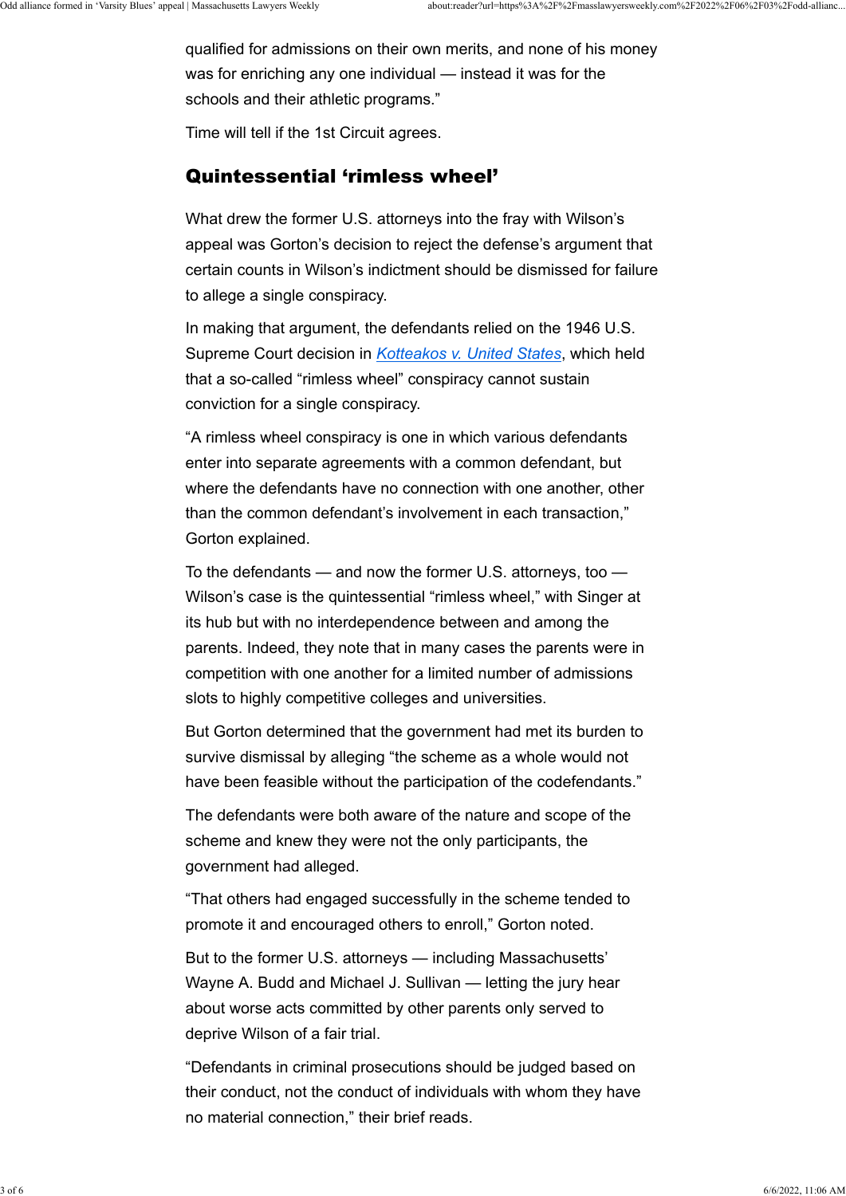qualified for admissions on their own merits, and none of his money was for enriching any one individual — instead it was for the schools and their athletic programs."

Time will tell if the 1st Circuit agrees.

## Quintessential 'rimless wheel'

What drew the former U.S. attorneys into the fray with Wilson's appeal was Gorton's decision to reject the defense's argument that certain counts in Wilson's indictment should be dismissed for failure to allege a single conspiracy.

In making that argument, the defendants relied on the 1946 U.S. Supreme Court decision in *Kotteakos v. United States*, which held that a so-called "rimless wheel" conspiracy cannot sustain conviction for a single conspiracy.

"A rimless wheel conspiracy is one in which various defendants enter into separate agreements with a common defendant, but where the defendants have no connection with one another, other than the common defendant's involvement in each transaction," Gorton explained.

To the defendants — and now the former U.S. attorneys, too — Wilson's case is the quintessential "rimless wheel," with Singer at its hub but with no interdependence between and among the parents. Indeed, they note that in many cases the parents were in competition with one another for a limited number of admissions slots to highly competitive colleges and universities.

But Gorton determined that the government had met its burden to survive dismissal by alleging "the scheme as a whole would not have been feasible without the participation of the codefendants."

The defendants were both aware of the nature and scope of the scheme and knew they were not the only participants, the government had alleged.

"That others had engaged successfully in the scheme tended to promote it and encouraged others to enroll," Gorton noted.

But to the former U.S. attorneys — including Massachusetts' Wayne A. Budd and Michael J. Sullivan — letting the jury hear about worse acts committed by other parents only served to deprive Wilson of a fair trial.

"Defendants in criminal prosecutions should be judged based on their conduct, not the conduct of individuals with whom they have no material connection," their brief reads.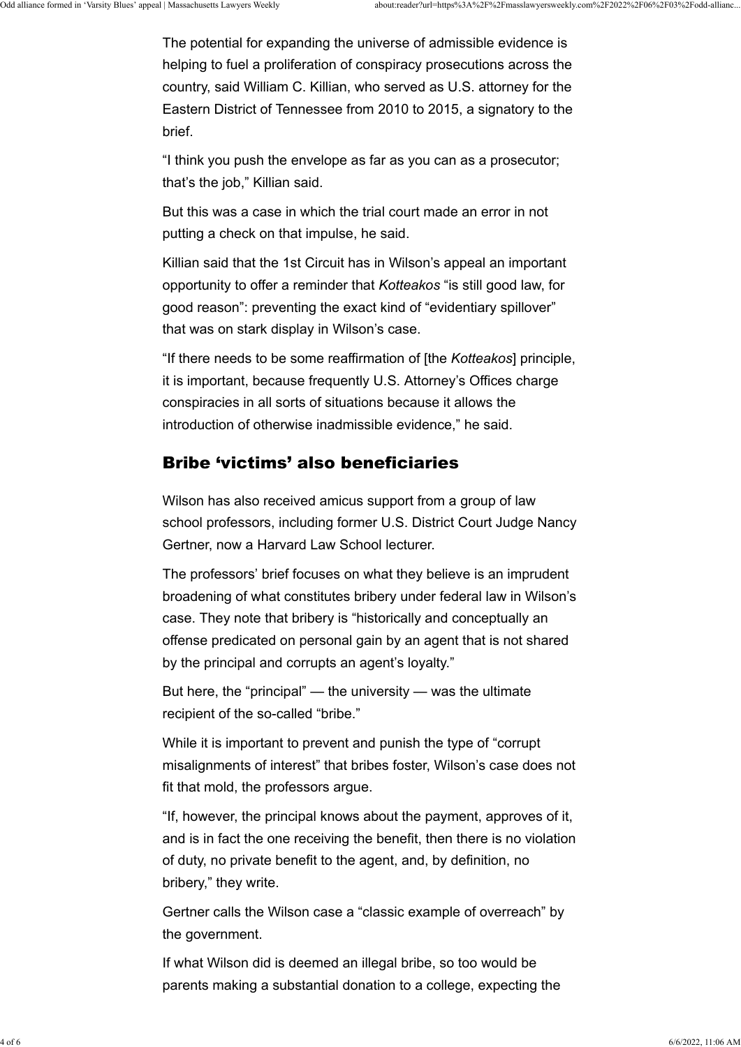The potential for expanding the universe of admissible evidence is helping to fuel a proliferation of conspiracy prosecutions across the country, said William C. Killian, who served as U.S. attorney for the Eastern District of Tennessee from 2010 to 2015, a signatory to the brief.

“I think you push the envelope as far as you can as a prosecutor; that’s the job,” Killian said.

But this was a case in which the trial court made an error in not putting a check on that impulse, he said.

Killian said that the 1st Circuit has in Wilson’s appeal an important opportunity to offer a reminder that *Kotteakos* “is still good law, for good reason”: preventing the exact kind of “evidentiary spillover” that was on stark display in Wilson’s case.

“If there needs to be some reaffirmation of [the *Kotteakos*] principle, it is important, because frequently U.S. Attorney’s Offices charge conspiracies in all sorts of situations because it allows the introduction of otherwise inadmissible evidence,” he said.

## Bribe ‘victims’ also beneficiaries

Wilson has also received amicus support from a group of law school professors, including former U.S. District Court Judge Nancy Gertner, now a Harvard Law School lecturer.

The professors’ brief focuses on what they believe is an imprudent broadening of what constitutes bribery under federal law in Wilson’s case. They note that bribery is “historically and conceptually an offense predicated on personal gain by an agent that is not shared by the principal and corrupts an agent’s loyalty.”

But here, the “principal” — the university — was the ultimate recipient of the so-called “bribe.”

While it is important to prevent and punish the type of “corrupt misalignments of interest” that bribes foster, Wilson’s case does not fit that mold, the professors argue.

“If, however, the principal knows about the payment, approves of it, and is in fact the one receiving the benefit, then there is no violation of duty, no private benefit to the agent, and, by definition, no bribery,” they write.

Gertner calls the Wilson case a “classic example of overreach” by the government.

If what Wilson did is deemed an illegal bribe, so too would be parents making a substantial donation to a college, expecting the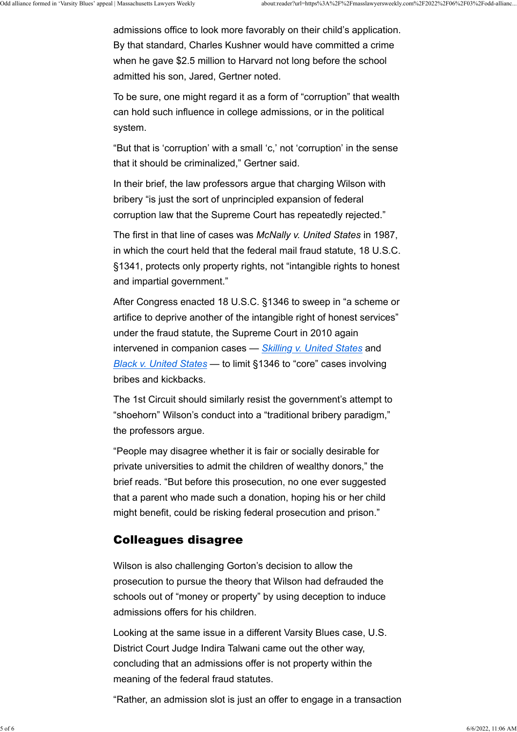admissions office to look more favorably on their child's application. By that standard, Charles Kushner would have committed a crime when he gave $2.5 million to Harvard not long before the school admitted his son, Jared, Gertner noted.

To be sure, one might regard it as a form of "corruption" that wealth can hold such influence in college admissions, or in the political system.

"But that is 'corruption' with a small 'c,' not 'corruption' in the sense that it should be criminalized," Gertner said.

In their brief, the law professors argue that charging Wilson with bribery "is just the sort of unprincipled expansion of federal corruption law that the Supreme Court has repeatedly rejected."

The first in that line of cases was *McNally v. United States* in 1987, in which the court held that the federal mail fraud statute, 18 U.S.C. §1341, protects only property rights, not "intangible rights to honest and impartial government."

After Congress enacted 18 U.S.C. §1346 to sweep in "a scheme or artifice to deprive another of the intangible right of honest services" under the fraud statute, the Supreme Court in 2010 again intervened in companion cases — *Skilling v. United States* and *Black v. United States* — to limit §1346 to "core" cases involving bribes and kickbacks.

The 1st Circuit should similarly resist the government's attempt to "shoehorn" Wilson's conduct into a "traditional bribery paradigm," the professors argue.

"People may disagree whether it is fair or socially desirable for private universities to admit the children of wealthy donors," the brief reads. "But before this prosecution, no one ever suggested that a parent who made such a donation, hoping his or her child might benefit, could be risking federal prosecution and prison."

## Colleagues disagree

Wilson is also challenging Gorton's decision to allow the prosecution to pursue the theory that Wilson had defrauded the schools out of "money or property" by using deception to induce admissions offers for his children.

Looking at the same issue in a different Varsity Blues case, U.S. District Court Judge Indira Talwani came out the other way, concluding that an admissions offer is not property within the meaning of the federal fraud statutes.

"Rather, an admission slot is just an offer to engage in a transaction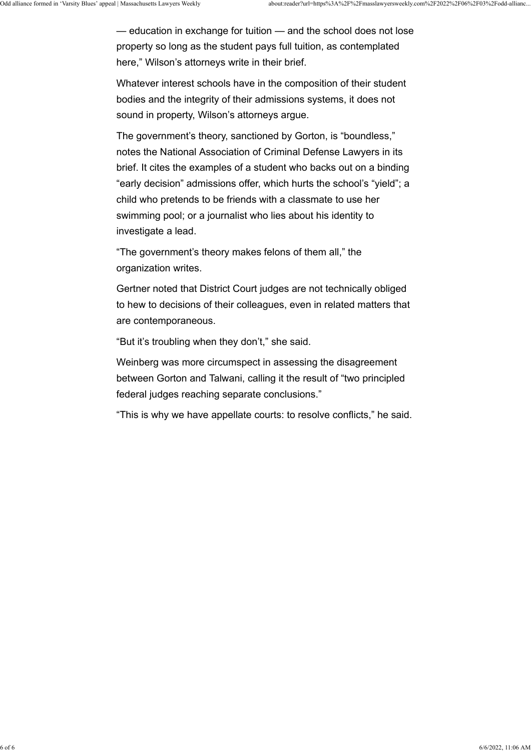— education in exchange for tuition — and the school does not lose property so long as the student pays full tuition, as contemplated here," Wilson's attorneys write in their brief.

Whatever interest schools have in the composition of their student bodies and the integrity of their admissions systems, it does not sound in property, Wilson's attorneys argue.

The government's theory, sanctioned by Gorton, is "boundless," notes the National Association of Criminal Defense Lawyers in its brief. It cites the examples of a student who backs out on a binding "early decision" admissions offer, which hurts the school's "yield"; a child who pretends to be friends with a classmate to use her swimming pool; or a journalist who lies about his identity to investigate a lead.

"The government's theory makes felons of them all," the organization writes.

Gertner noted that District Court judges are not technically obliged to hew to decisions of their colleagues, even in related matters that are contemporaneous.

"But it's troubling when they don't," she said.

Weinberg was more circumspect in assessing the disagreement between Gorton and Talwani, calling it the result of "two principled federal judges reaching separate conclusions."

"This is why we have appellate courts: to resolve conflicts," he said.